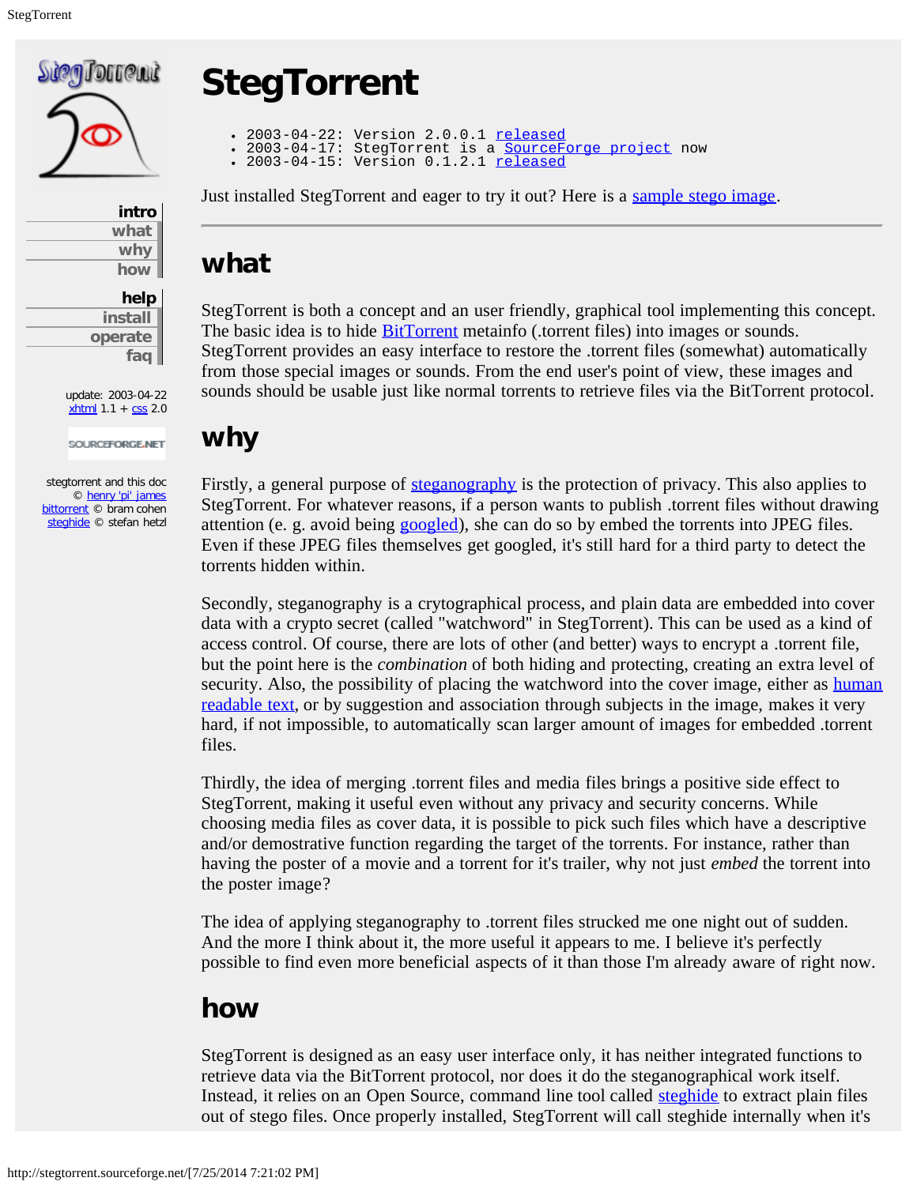intro
what
why
how

help
install
operate
faq

update: 2003-04-22
xhtml 1.1 + css 2.0

stegtorrent and this doc © henry 'pi' james
bittorrent © bram cohen
steghide © stefan hetzl

# StegTorrent

- 2003-04-22: Version 2.0.0.1 released
- 2003-04-17: StegTorrent is a SourceForge project now
- 2003-04-15: Version 0.1.2.1 released

Just installed StegTorrent and eager to try it out? Here is a sample stego image.

---

## what

StegTorrent is both a concept and an user friendly, graphical tool implementing this concept. The basic idea is to hide BitTorrent metainfo (.torrent files) into images or sounds. StegTorrent provides an easy interface to restore the .torrent files (somewhat) automatically from those special images or sounds. From the end user's point of view, these images and sounds should be usable just like normal torrents to retrieve files via the BitTorrent protocol.

## why

Firstly, a general purpose of steganography is the protection of privacy. This also applies to StegTorrent. For whatever reasons, if a person wants to publish .torrent files without drawing attention (e. g. avoid being googled), she can do so by embed the torrents into JPEG files. Even if these JPEG files themselves get googled, it's still hard for a third party to detect the torrents hidden within.

Secondly, steganography is a crytographical process, and plain data are embedded into cover data with a crypto secret (called "watchword" in StegTorrent). This can be used as a kind of access control. Of course, there are lots of other (and better) ways to encrypt a .torrent file, but the point here is the *combination* of both hiding and protecting, creating an extra level of security. Also, the possibility of placing the watchword into the cover image, either as human readable text, or by suggestion and association through subjects in the image, makes it very hard, if not impossible, to automatically scan larger amount of images for embedded .torrent files.

Thirdly, the idea of merging .torrent files and media files brings a positive side effect to StegTorrent, making it useful even without any privacy and security concerns. While choosing media files as cover data, it is possible to pick such files which have a descriptive and/or demostrative function regarding the target of the torrents. For instance, rather than having the poster of a movie and a torrent for it's trailer, why not just *embed* the torrent into the poster image?

The idea of applying steganography to .torrent files strucked me one night out of sudden. And the more I think about it, the more useful it appears to me. I believe it's perfectly possible to find even more beneficial aspects of it than those I'm already aware of right now.

## how

StegTorrent is designed as an easy user interface only, it has neither integrated functions to retrieve data via the BitTorrent protocol, nor does it do the steganographical work itself. Instead, it relies on an Open Source, command line tool called steghide to extract plain files out of stego files. Once properly installed, StegTorrent will call steghide internally when it's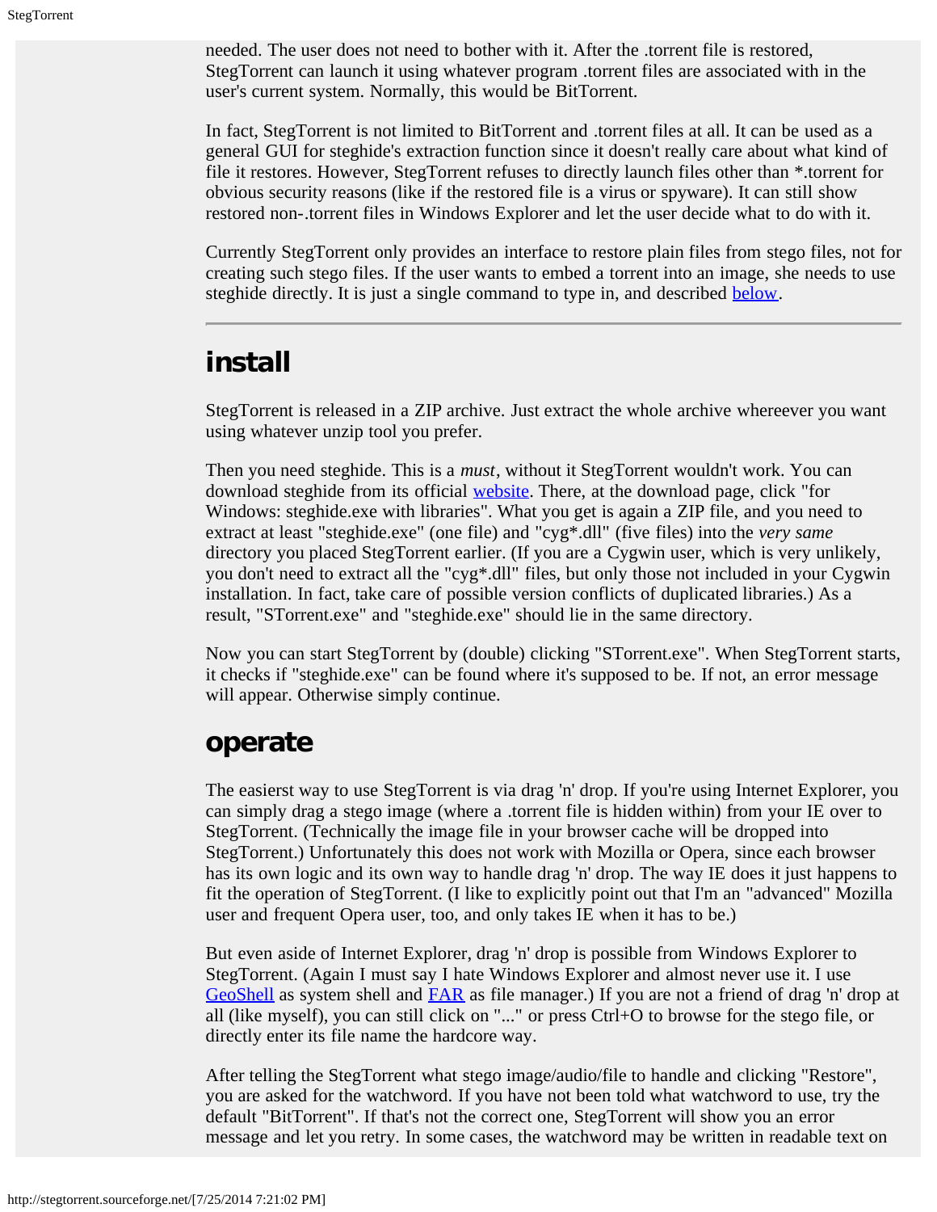needed. The user does not need to bother with it. After the .torrent file is restored, StegTorrent can launch it using whatever program .torrent files are associated with in the user's current system. Normally, this would be BitTorrent.

In fact, StegTorrent is not limited to BitTorrent and .torrent files at all. It can be used as a general GUI for steghide's extraction function since it doesn't really care about what kind of file it restores. However, StegTorrent refuses to directly launch files other than *.torrent for obvious security reasons (like if the restored file is a virus or spyware). It can still show restored non-.torrent files in Windows Explorer and let the user decide what to do with it.

Currently StegTorrent only provides an interface to restore plain files from stego files, not for creating such stego files. If the user wants to embed a torrent into an image, she needs to use steghide directly. It is just a single command to type in, and described [below](#).

---

## install

StegTorrent is released in a ZIP archive. Just extract the whole archive whereever you want using whatever unzip tool you prefer.

Then you need steghide. This is a *must*, without it StegTorrent wouldn't work. You can download steghide from its official [website](#). There, at the download page, click "for Windows: steghide.exe with libraries". What you get is again a ZIP file, and you need to extract at least "steghide.exe" (one file) and "cyg*.dll" (five files) into the *very same* directory you placed StegTorrent earlier. (If you are a Cygwin user, which is very unlikely, you don't need to extract all the "cyg*.dll" files, but only those not included in your Cygwin installation. In fact, take care of possible version conflicts of duplicated libraries.) As a result, "STorrent.exe" and "steghide.exe" should lie in the same directory.

Now you can start StegTorrent by (double) clicking "STorrent.exe". When StegTorrent starts, it checks if "steghide.exe" can be found where it's supposed to be. If not, an error message will appear. Otherwise simply continue.

## operate

The easierst way to use StegTorrent is via drag 'n' drop. If you're using Internet Explorer, you can simply drag a stego image (where a .torrent file is hidden within) from your IE over to StegTorrent. (Technically the image file in your browser cache will be dropped into StegTorrent.) Unfortunately this does not work with Mozilla or Opera, since each browser has its own logic and its own way to handle drag 'n' drop. The way IE does it just happens to fit the operation of StegTorrent. (I like to explicitly point out that I'm an "advanced" Mozilla user and frequent Opera user, too, and only takes IE when it has to be.)

But even aside of Internet Explorer, drag 'n' drop is possible from Windows Explorer to StegTorrent. (Again I must say I hate Windows Explorer and almost never use it. I use [GeoShell](#) as system shell and [FAR](#) as file manager.) If you are not a friend of drag 'n' drop at all (like myself), you can still click on "..." or press Ctrl+O to browse for the stego file, or directly enter its file name the hardcore way.

After telling the StegTorrent what stego image/audio/file to handle and clicking "Restore", you are asked for the watchword. If you have not been told what watchword to use, try the default "BitTorrent". If that's not the correct one, StegTorrent will show you an error message and let you retry. In some cases, the watchword may be written in readable text on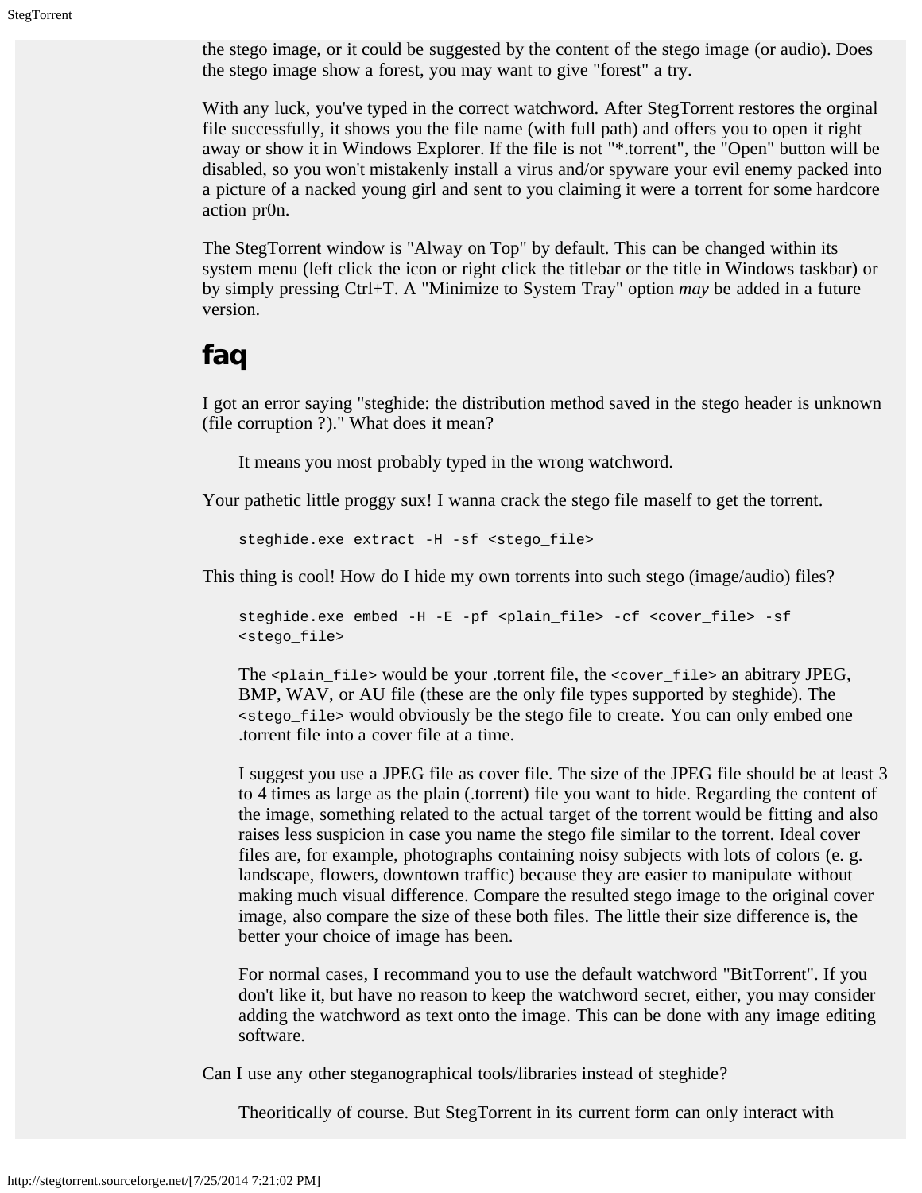the stego image, or it could be suggested by the content of the stego image (or audio). Does the stego image show a forest, you may want to give "forest" a try.

With any luck, you've typed in the correct watchword. After StegTorrent restores the orginal file successfully, it shows you the file name (with full path) and offers you to open it right away or show it in Windows Explorer. If the file is not "*.torrent", the "Open" button will be disabled, so you won't mistakenly install a virus and/or spyware your evil enemy packed into a picture of a nacked young girl and sent to you claiming it were a torrent for some hardcore action pr0n.

The StegTorrent window is "Alway on Top" by default. This can be changed within its system menu (left click the icon or right click the titlebar or the title in Windows taskbar) or by simply pressing Ctrl+T. A "Minimize to System Tray" option *may* be added in a future version.

## faq

I got an error saying "steghide: the distribution method saved in the stego header is unknown (file corruption ?)." What does it mean?

> It means you most probably typed in the wrong watchword.

Your pathetic little proggy sux! I wanna crack the stego file maself to get the torrent.

```
steghide.exe extract -H -sf <stego_file>
```

This thing is cool! How do I hide my own torrents into such stego (image/audio) files?

```
steghide.exe embed -H -E -pf <plain_file> -cf <cover_file> -sf <stego_file>
```

> The `<plain_file>` would be your .torrent file, the `<cover_file>` an abitrary JPEG, BMP, WAV, or AU file (these are the only file types supported by steghide). The `<stego_file>` would obviously be the stego file to create. You can only embed one .torrent file into a cover file at a time.
>
> I suggest you use a JPEG file as cover file. The size of the JPEG file should be at least 3 to 4 times as large as the plain (.torrent) file you want to hide. Regarding the content of the image, something related to the actual target of the torrent would be fitting and also raises less suspicion in case you name the stego file similar to the torrent. Ideal cover files are, for example, photographs containing noisy subjects with lots of colors (e. g. landscape, flowers, downtown traffic) because they are easier to manipulate without making much visual difference. Compare the resulted stego image to the original cover image, also compare the size of these both files. The little their size difference is, the better your choice of image has been.
>
> For normal cases, I recommand you to use the default watchword "BitTorrent". If you don't like it, but have no reason to keep the watchword secret, either, you may consider adding the watchword as text onto the image. This can be done with any image editing software.

Can I use any other steganographical tools/libraries instead of steghide?

> Theoritically of course. But StegTorrent in its current form can only interact with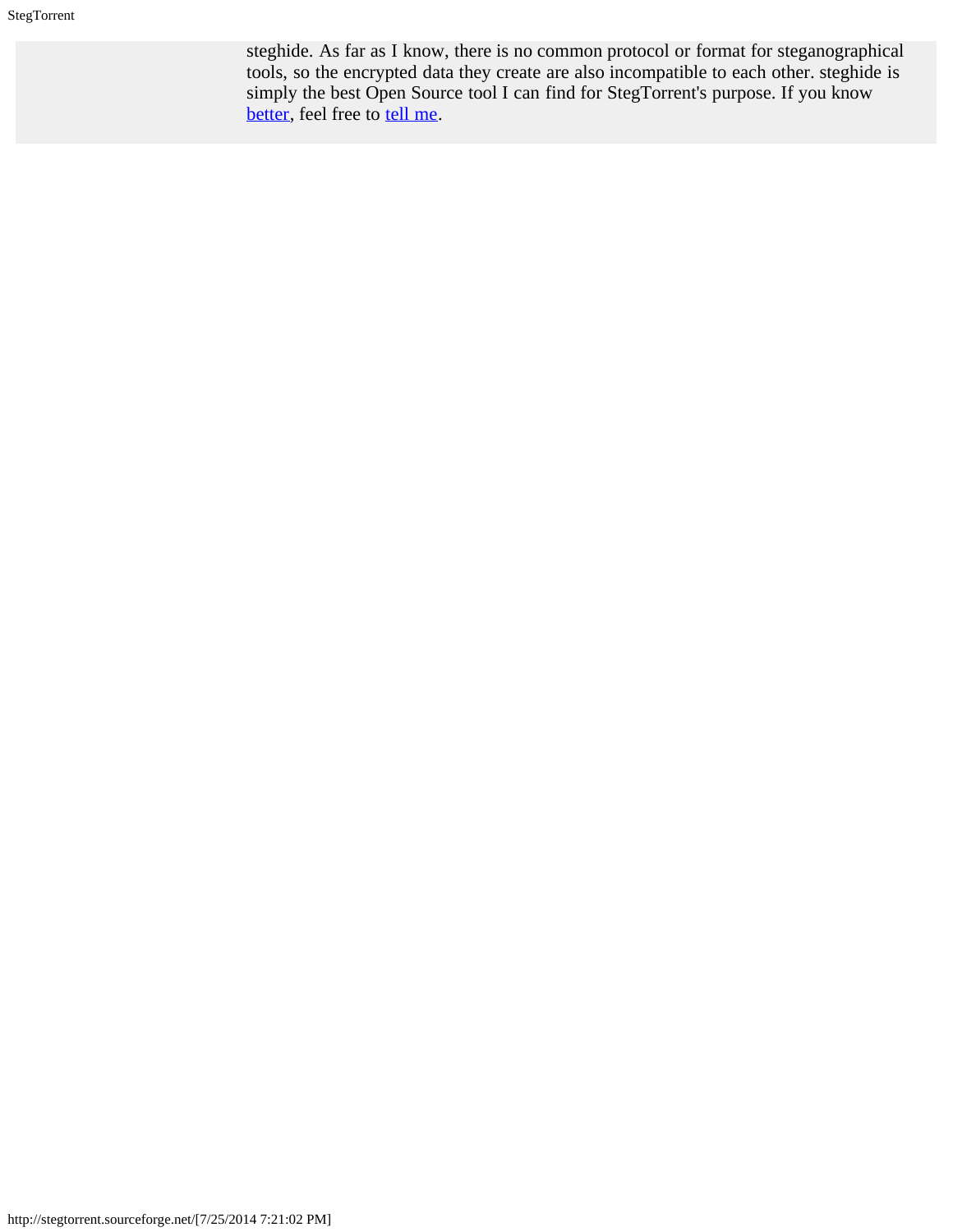steghide. As far as I know, there is no common protocol or format for steganographical tools, so the encrypted data they create are also incompatible to each other. steghide is simply the best Open Source tool I can find for StegTorrent's purpose. If you know better, feel free to tell me.